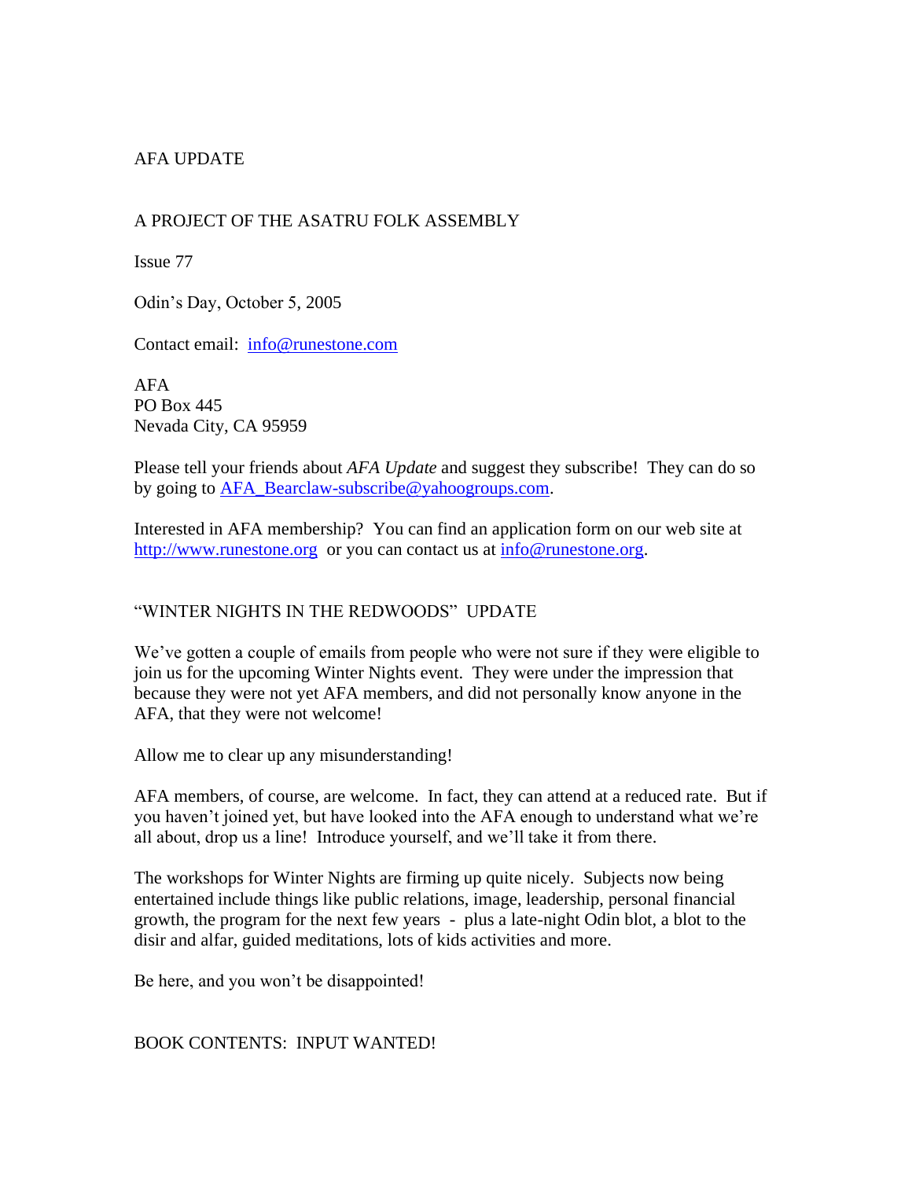AFA UPDATE

A PROJECT OF THE ASATRU FOLK ASSEMBLY

Issue 77

Odin's Day, October 5, 2005

Contact email: info@runestone.com

AFA
PO Box 445
Nevada City, CA 95959

Please tell your friends about *AFA Update* and suggest they subscribe! They can do so by going to AFA_Bearclaw-subscribe@yahoogroups.com.

Interested in AFA membership? You can find an application form on our web site at http://www.runestone.org or you can contact us at info@runestone.org.

## "WINTER NIGHTS IN THE REDWOODS" UPDATE

We've gotten a couple of emails from people who were not sure if they were eligible to join us for the upcoming Winter Nights event. They were under the impression that because they were not yet AFA members, and did not personally know anyone in the AFA, that they were not welcome!

Allow me to clear up any misunderstanding!

AFA members, of course, are welcome. In fact, they can attend at a reduced rate. But if you haven't joined yet, but have looked into the AFA enough to understand what we're all about, drop us a line! Introduce yourself, and we'll take it from there.

The workshops for Winter Nights are firming up quite nicely. Subjects now being entertained include things like public relations, image, leadership, personal financial growth, the program for the next few years - plus a late-night Odin blot, a blot to the disir and alfar, guided meditations, lots of kids activities and more.

Be here, and you won't be disappointed!

## BOOK CONTENTS: INPUT WANTED!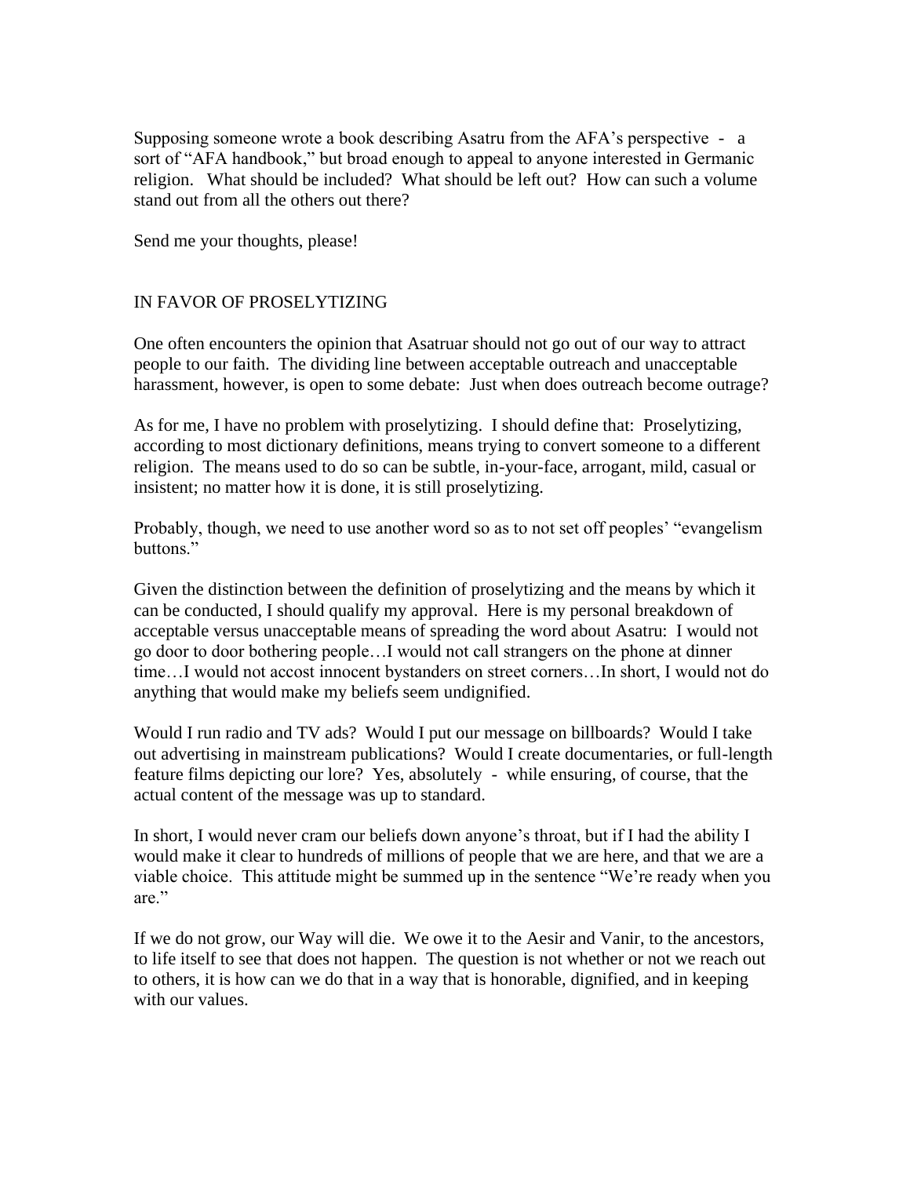Supposing someone wrote a book describing Asatru from the AFA's perspective - a sort of "AFA handbook," but broad enough to appeal to anyone interested in Germanic religion. What should be included? What should be left out? How can such a volume stand out from all the others out there?

Send me your thoughts, please!

## IN FAVOR OF PROSELYTIZING

One often encounters the opinion that Asatruar should not go out of our way to attract people to our faith. The dividing line between acceptable outreach and unacceptable harassment, however, is open to some debate: Just when does outreach become outrage?

As for me, I have no problem with proselytizing. I should define that: Proselytizing, according to most dictionary definitions, means trying to convert someone to a different religion. The means used to do so can be subtle, in-your-face, arrogant, mild, casual or insistent; no matter how it is done, it is still proselytizing.

Probably, though, we need to use another word so as to not set off peoples' "evangelism buttons."

Given the distinction between the definition of proselytizing and the means by which it can be conducted, I should qualify my approval. Here is my personal breakdown of acceptable versus unacceptable means of spreading the word about Asatru: I would not go door to door bothering people…I would not call strangers on the phone at dinner time…I would not accost innocent bystanders on street corners…In short, I would not do anything that would make my beliefs seem undignified.

Would I run radio and TV ads? Would I put our message on billboards? Would I take out advertising in mainstream publications? Would I create documentaries, or full-length feature films depicting our lore? Yes, absolutely - while ensuring, of course, that the actual content of the message was up to standard.

In short, I would never cram our beliefs down anyone's throat, but if I had the ability I would make it clear to hundreds of millions of people that we are here, and that we are a viable choice. This attitude might be summed up in the sentence "We're ready when you are."

If we do not grow, our Way will die. We owe it to the Aesir and Vanir, to the ancestors, to life itself to see that does not happen. The question is not whether or not we reach out to others, it is how can we do that in a way that is honorable, dignified, and in keeping with our values.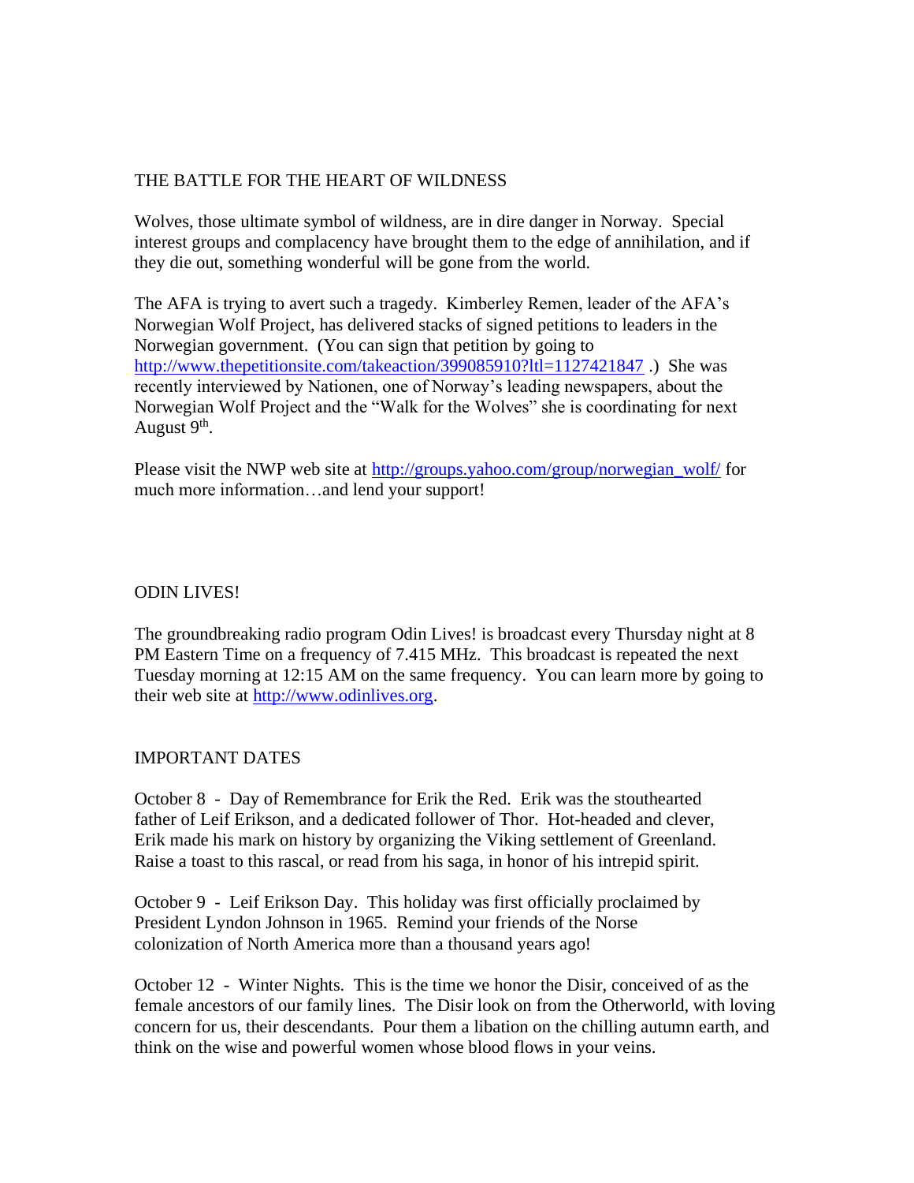## THE BATTLE FOR THE HEART OF WILDNESS

Wolves, those ultimate symbol of wildness, are in dire danger in Norway. Special interest groups and complacency have brought them to the edge of annihilation, and if they die out, something wonderful will be gone from the world.

The AFA is trying to avert such a tragedy. Kimberley Remen, leader of the AFA's Norwegian Wolf Project, has delivered stacks of signed petitions to leaders in the Norwegian government. (You can sign that petition by going to http://www.thepetitionsite.com/takeaction/399085910?ltl=1127421847 .) She was recently interviewed by Nationen, one of Norway's leading newspapers, about the Norwegian Wolf Project and the "Walk for the Wolves" she is coordinating for next August 9th.

Please visit the NWP web site at http://groups.yahoo.com/group/norwegian_wolf/ for much more information…and lend your support!

## ODIN LIVES!

The groundbreaking radio program Odin Lives! is broadcast every Thursday night at 8 PM Eastern Time on a frequency of 7.415 MHz. This broadcast is repeated the next Tuesday morning at 12:15 AM on the same frequency. You can learn more by going to their web site at http://www.odinlives.org.

## IMPORTANT DATES

October 8 - Day of Remembrance for Erik the Red. Erik was the stouthearted father of Leif Erikson, and a dedicated follower of Thor. Hot-headed and clever, Erik made his mark on history by organizing the Viking settlement of Greenland. Raise a toast to this rascal, or read from his saga, in honor of his intrepid spirit.

October 9 - Leif Erikson Day. This holiday was first officially proclaimed by President Lyndon Johnson in 1965. Remind your friends of the Norse colonization of North America more than a thousand years ago!

October 12 - Winter Nights. This is the time we honor the Disir, conceived of as the female ancestors of our family lines. The Disir look on from the Otherworld, with loving concern for us, their descendants. Pour them a libation on the chilling autumn earth, and think on the wise and powerful women whose blood flows in your veins.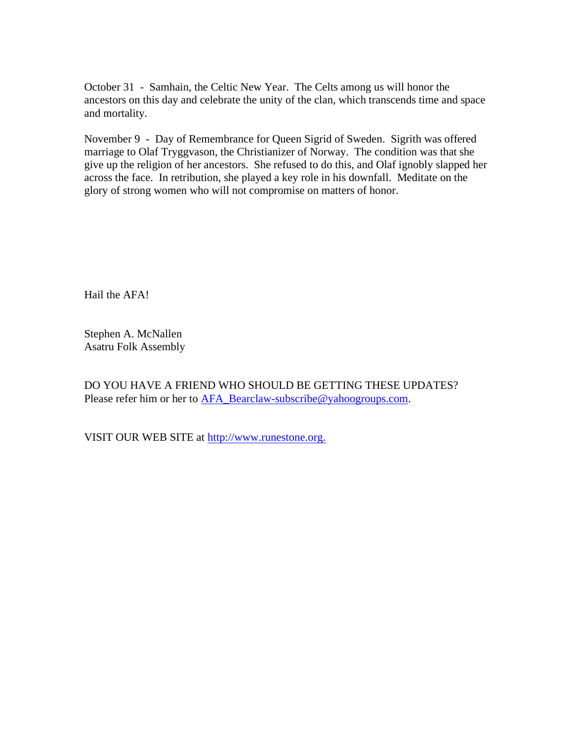October 31 - Samhain, the Celtic New Year. The Celts among us will honor the ancestors on this day and celebrate the unity of the clan, which transcends time and space and mortality.

November 9 - Day of Remembrance for Queen Sigrid of Sweden. Sigrith was offered marriage to Olaf Tryggvason, the Christianizer of Norway. The condition was that she give up the religion of her ancestors. She refused to do this, and Olaf ignobly slapped her across the face. In retribution, she played a key role in his downfall. Meditate on the glory of strong women who will not compromise on matters of honor.

Hail the AFA!

Stephen A. McNallen
Asatru Folk Assembly

DO YOU HAVE A FRIEND WHO SHOULD BE GETTING THESE UPDATES? Please refer him or her to AFA_Bearclaw-subscribe@yahoogroups.com.

VISIT OUR WEB SITE at http://www.runestone.org.